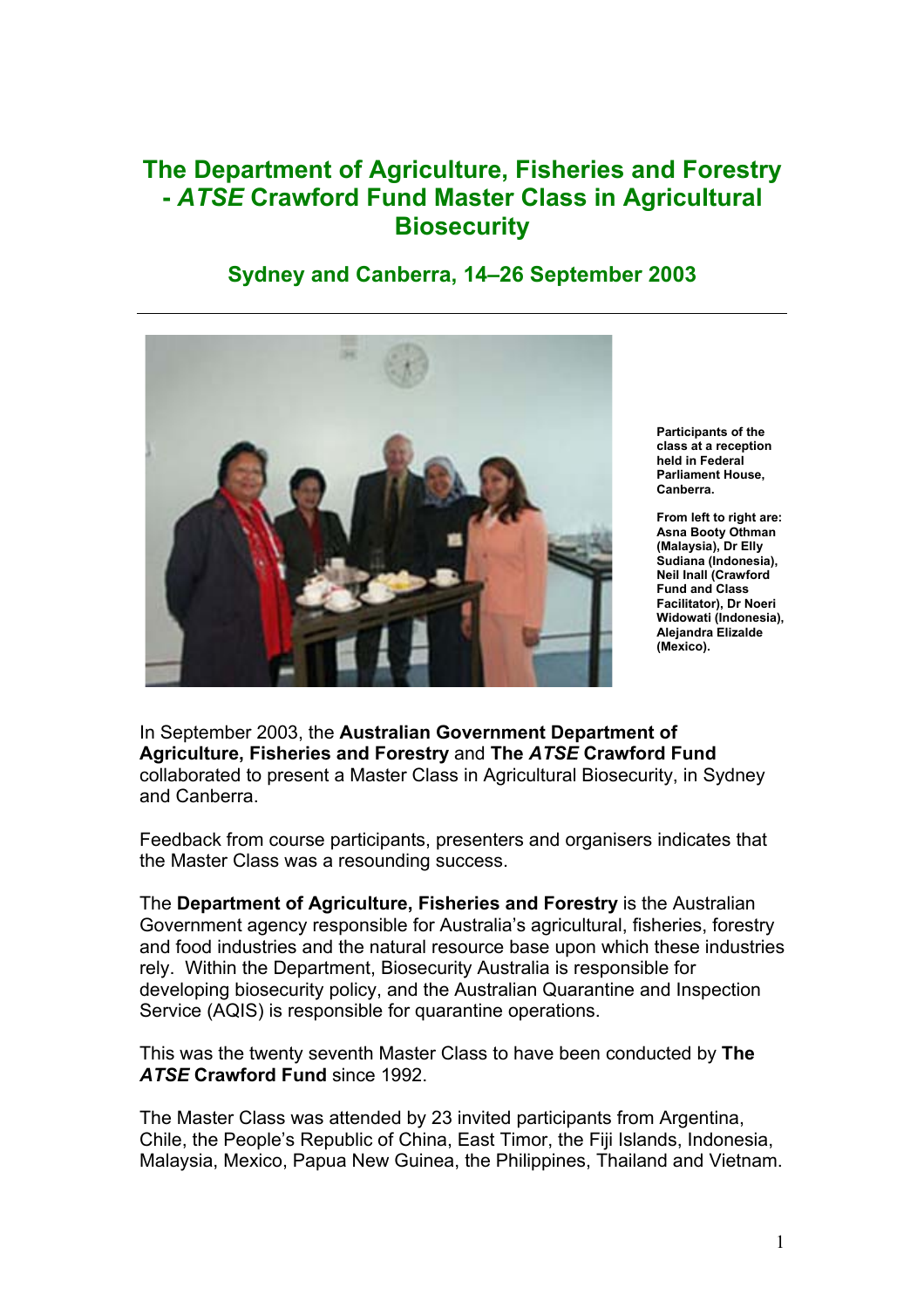# The Department of Agriculture, Fisheries and Forestry - *ATSE* Crawford Fund Master Class in Agricultural Biosecurity

## Sydney and Canberra, 14–26 September 2003

**Participants of the class at a reception held in Federal Parliament House, Canberra.**

**From left to right are: Asna Booty Othman (Malaysia), Dr Elly Sudiana (Indonesia), Neil Inall (Crawford Fund and Class Facilitator), Dr Noeri Widowati (Indonesia), Alejandra Elizalde (Mexico).**

In September 2003, the **Australian Government Department of Agriculture, Fisheries and Forestry** and **The *ATSE* Crawford Fund** collaborated to present a Master Class in Agricultural Biosecurity, in Sydney and Canberra.

Feedback from course participants, presenters and organisers indicates that the Master Class was a resounding success.

The **Department of Agriculture, Fisheries and Forestry** is the Australian Government agency responsible for Australia's agricultural, fisheries, forestry and food industries and the natural resource base upon which these industries rely. Within the Department, Biosecurity Australia is responsible for developing biosecurity policy, and the Australian Quarantine and Inspection Service (AQIS) is responsible for quarantine operations.

This was the twenty seventh Master Class to have been conducted by **The *ATSE* Crawford Fund** since 1992.

The Master Class was attended by 23 invited participants from Argentina, Chile, the People's Republic of China, East Timor, the Fiji Islands, Indonesia, Malaysia, Mexico, Papua New Guinea, the Philippines, Thailand and Vietnam.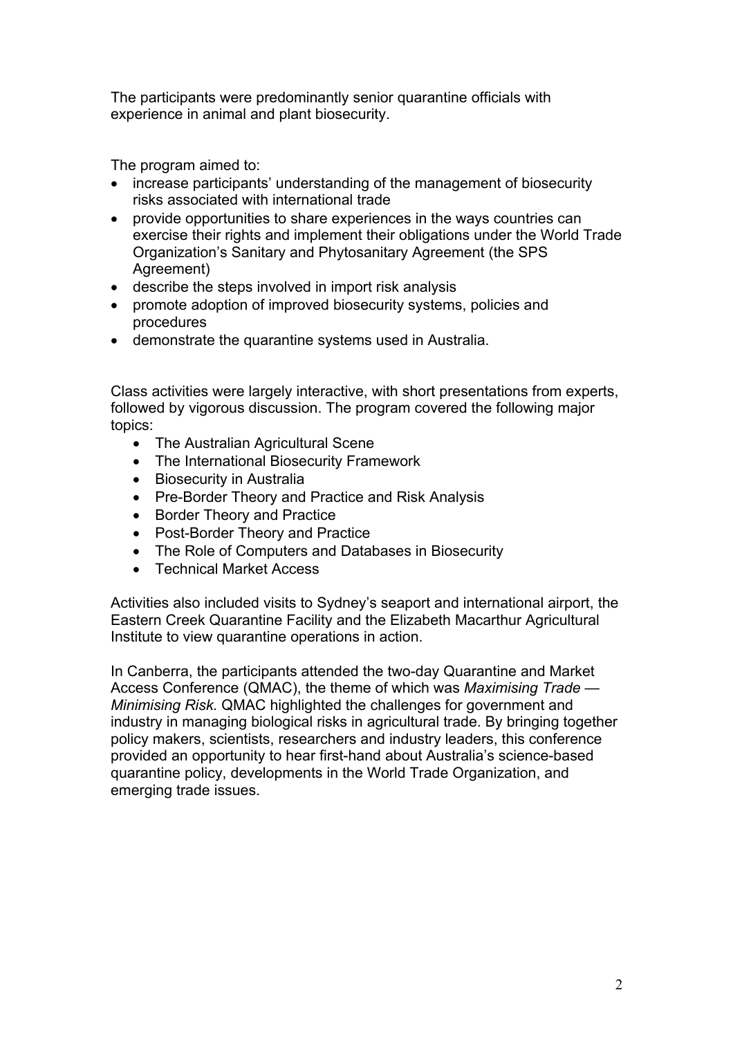The participants were predominantly senior quarantine officials with experience in animal and plant biosecurity.

The program aimed to:

- increase participants' understanding of the management of biosecurity risks associated with international trade
- provide opportunities to share experiences in the ways countries can exercise their rights and implement their obligations under the World Trade Organization's Sanitary and Phytosanitary Agreement (the SPS Agreement)
- describe the steps involved in import risk analysis
- promote adoption of improved biosecurity systems, policies and procedures
- demonstrate the quarantine systems used in Australia.

Class activities were largely interactive, with short presentations from experts, followed by vigorous discussion. The program covered the following major topics:

- The Australian Agricultural Scene
- The International Biosecurity Framework
- Biosecurity in Australia
- Pre-Border Theory and Practice and Risk Analysis
- Border Theory and Practice
- Post-Border Theory and Practice
- The Role of Computers and Databases in Biosecurity
- Technical Market Access

Activities also included visits to Sydney's seaport and international airport, the Eastern Creek Quarantine Facility and the Elizabeth Macarthur Agricultural Institute to view quarantine operations in action.

In Canberra, the participants attended the two-day Quarantine and Market Access Conference (QMAC), the theme of which was *Maximising Trade — Minimising Risk.* QMAC highlighted the challenges for government and industry in managing biological risks in agricultural trade. By bringing together policy makers, scientists, researchers and industry leaders, this conference provided an opportunity to hear first-hand about Australia's science-based quarantine policy, developments in the World Trade Organization, and emerging trade issues.